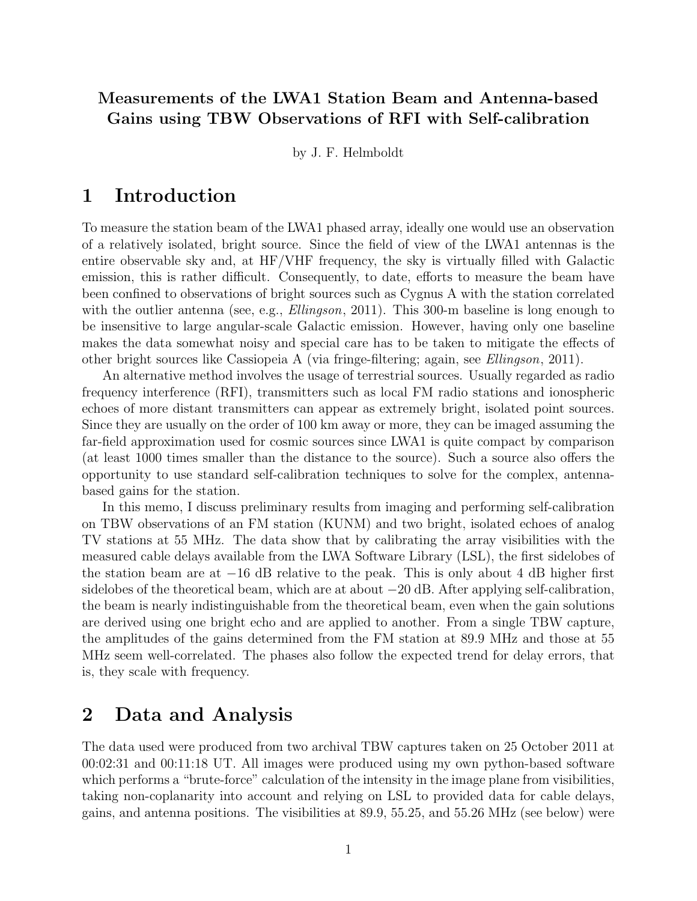**Measurements of the LWA1 Station Beam and Antenna-based Gains using TBW Observations of RFI with Self-calibration**

by J. F. Helmboldt

# 1 Introduction

To measure the station beam of the LWA1 phased array, ideally one would use an observation of a relatively isolated, bright source. Since the field of view of the LWA1 antennas is the entire observable sky and, at HF/VHF frequency, the sky is virtually filled with Galactic emission, this is rather difficult. Consequently, to date, efforts to measure the beam have been confined to observations of bright sources such as Cygnus A with the station correlated with the outlier antenna (see, e.g., *Ellingson*, 2011). This 300-m baseline is long enough to be insensitive to large angular-scale Galactic emission. However, having only one baseline makes the data somewhat noisy and special care has to be taken to mitigate the effects of other bright sources like Cassiopeia A (via fringe-filtering; again, see *Ellingson*, 2011).

An alternative method involves the usage of terrestrial sources. Usually regarded as radio frequency interference (RFI), transmitters such as local FM radio stations and ionospheric echoes of more distant transmitters can appear as extremely bright, isolated point sources. Since they are usually on the order of 100 km away or more, they can be imaged assuming the far-field approximation used for cosmic sources since LWA1 is quite compact by comparison (at least 1000 times smaller than the distance to the source). Such a source also offers the opportunity to use standard self-calibration techniques to solve for the complex, antenna-based gains for the station.

In this memo, I discuss preliminary results from imaging and performing self-calibration on TBW observations of an FM station (KUNM) and two bright, isolated echoes of analog TV stations at 55 MHz. The data show that by calibrating the array visibilities with the measured cable delays available from the LWA Software Library (LSL), the first sidelobes of the station beam are at −16 dB relative to the peak. This is only about 4 dB higher first sidelobes of the theoretical beam, which are at about −20 dB. After applying self-calibration, the beam is nearly indistinguishable from the theoretical beam, even when the gain solutions are derived using one bright echo and are applied to another. From a single TBW capture, the amplitudes of the gains determined from the FM station at 89.9 MHz and those at 55 MHz seem well-correlated. The phases also follow the expected trend for delay errors, that is, they scale with frequency.

# 2 Data and Analysis

The data used were produced from two archival TBW captures taken on 25 October 2011 at 00:02:31 and 00:11:18 UT. All images were produced using my own python-based software which performs a "brute-force" calculation of the intensity in the image plane from visibilities, taking non-coplanarity into account and relying on LSL to provided data for cable delays, gains, and antenna positions. The visibilities at 89.9, 55.25, and 55.26 MHz (see below) were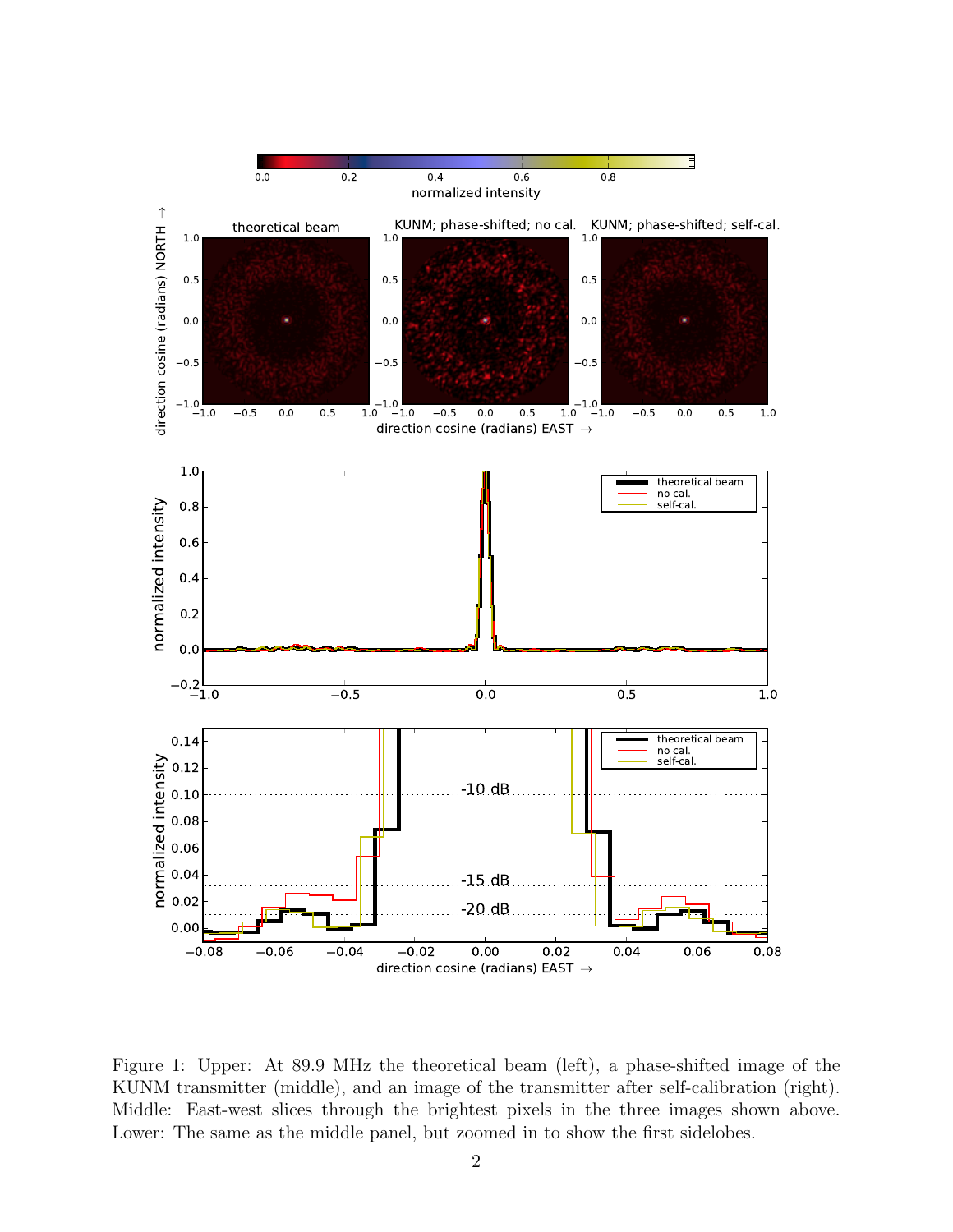normalized intensity

0.0 0.2 0.4 0.6 0.8

theoretical beam

KUNM; phase-shifted; no cal.

KUNM; phase-shifted; self-cal.

direction cosine (radians) NORTH →

direction cosine (radians) EAST →

normalized intensity

theoretical beam
no cal.
self-cal.

-10 dB

-15 dB

-20 dB

direction cosine (radians) EAST →

Figure 1: Upper: At 89.9 MHz the theoretical beam (left), a phase-shifted image of the KUNM transmitter (middle), and an image of the transmitter after self-calibration (right). Middle: East-west slices through the brightest pixels in the three images shown above. Lower: The same as the middle panel, but zoomed in to show the first sidelobes.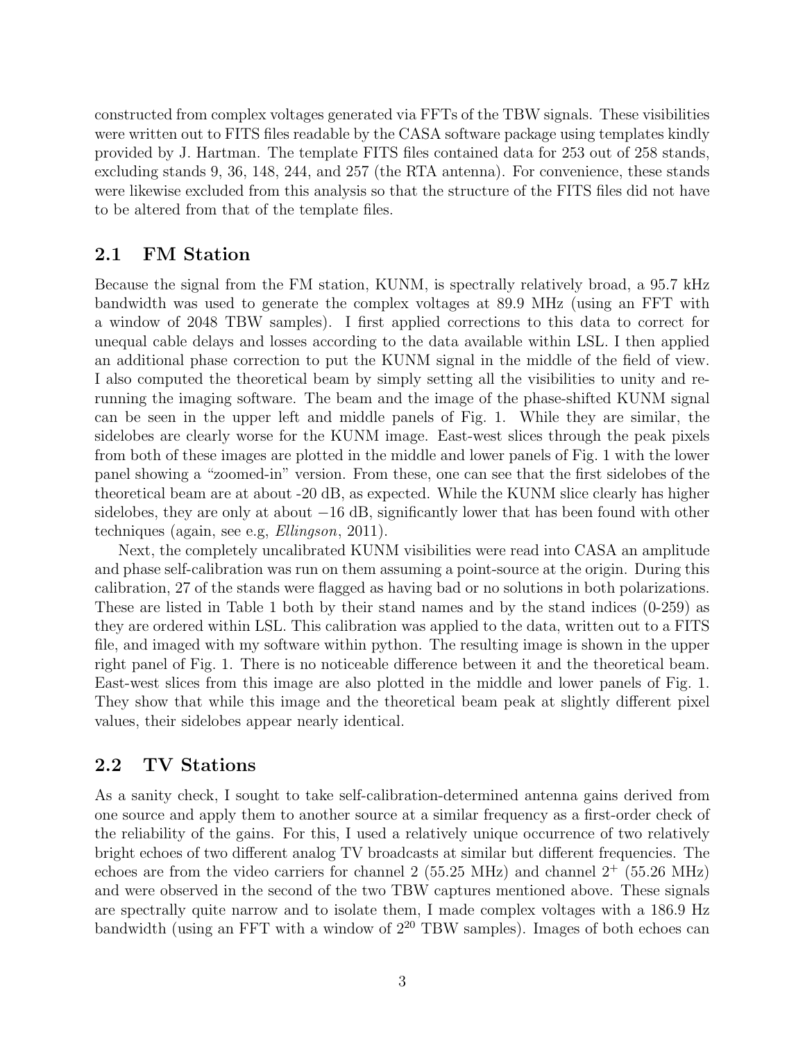constructed from complex voltages generated via FFTs of the TBW signals. These visibilities were written out to FITS files readable by the CASA software package using templates kindly provided by J. Hartman. The template FITS files contained data for 253 out of 258 stands, excluding stands 9, 36, 148, 244, and 257 (the RTA antenna). For convenience, these stands were likewise excluded from this analysis so that the structure of the FITS files did not have to be altered from that of the template files.

## 2.1 FM Station

Because the signal from the FM station, KUNM, is spectrally relatively broad, a 95.7 kHz bandwidth was used to generate the complex voltages at 89.9 MHz (using an FFT with a window of 2048 TBW samples). I first applied corrections to this data to correct for unequal cable delays and losses according to the data available within LSL. I then applied an additional phase correction to put the KUNM signal in the middle of the field of view. I also computed the theoretical beam by simply setting all the visibilities to unity and rerunning the imaging software. The beam and the image of the phase-shifted KUNM signal can be seen in the upper left and middle panels of Fig. 1. While they are similar, the sidelobes are clearly worse for the KUNM image. East-west slices through the peak pixels from both of these images are plotted in the middle and lower panels of Fig. 1 with the lower panel showing a "zoomed-in" version. From these, one can see that the first sidelobes of the theoretical beam are at about -20 dB, as expected. While the KUNM slice clearly has higher sidelobes, they are only at about $-16$ dB, significantly lower that has been found with other techniques (again, see e.g, *Ellingson*, 2011).

Next, the completely uncalibrated KUNM visibilities were read into CASA an amplitude and phase self-calibration was run on them assuming a point-source at the origin. During this calibration, 27 of the stands were flagged as having bad or no solutions in both polarizations. These are listed in Table 1 both by their stand names and by the stand indices (0-259) as they are ordered within LSL. This calibration was applied to the data, written out to a FITS file, and imaged with my software within python. The resulting image is shown in the upper right panel of Fig. 1. There is no noticeable difference between it and the theoretical beam. East-west slices from this image are also plotted in the middle and lower panels of Fig. 1. They show that while this image and the theoretical beam peak at slightly different pixel values, their sidelobes appear nearly identical.

## 2.2 TV Stations

As a sanity check, I sought to take self-calibration-determined antenna gains derived from one source and apply them to another source at a similar frequency as a first-order check of the reliability of the gains. For this, I used a relatively unique occurrence of two relatively bright echoes of two different analog TV broadcasts at similar but different frequencies. The echoes are from the video carriers for channel 2 (55.25 MHz) and channel $2^{+}$ (55.26 MHz) and were observed in the second of the two TBW captures mentioned above. These signals are spectrally quite narrow and to isolate them, I made complex voltages with a 186.9 Hz bandwidth (using an FFT with a window of $2^{20}$ TBW samples). Images of both echoes can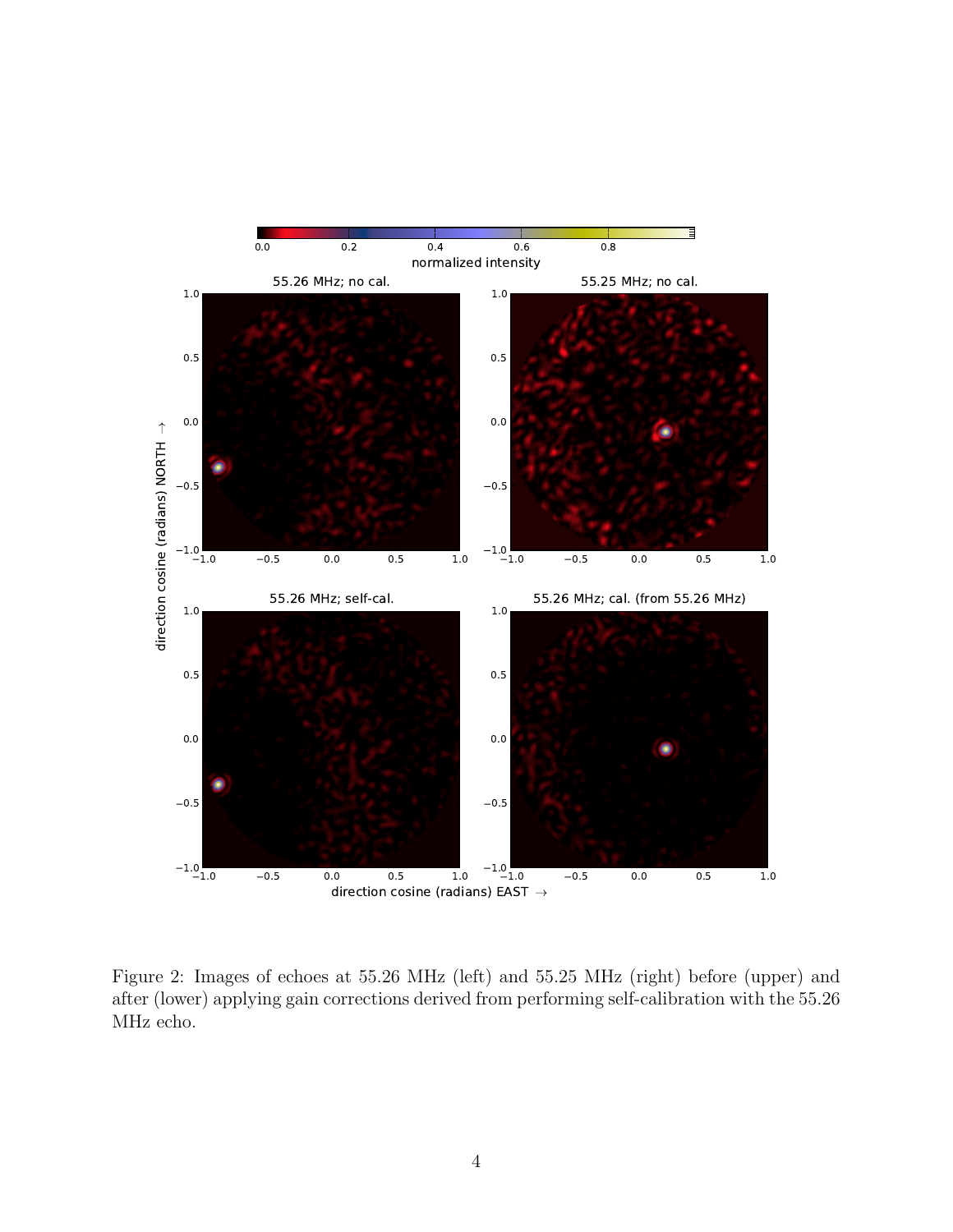normalized intensity

0.0 0.2 0.4 0.6 0.8

55.26 MHz; no cal.

55.25 MHz; no cal.

55.26 MHz; self-cal.

55.26 MHz; cal. (from 55.26 MHz)

direction cosine (radians) NORTH →

direction cosine (radians) EAST →

Figure 2: Images of echoes at 55.26 MHz (left) and 55.25 MHz (right) before (upper) and after (lower) applying gain corrections derived from performing self-calibration with the 55.26 MHz echo.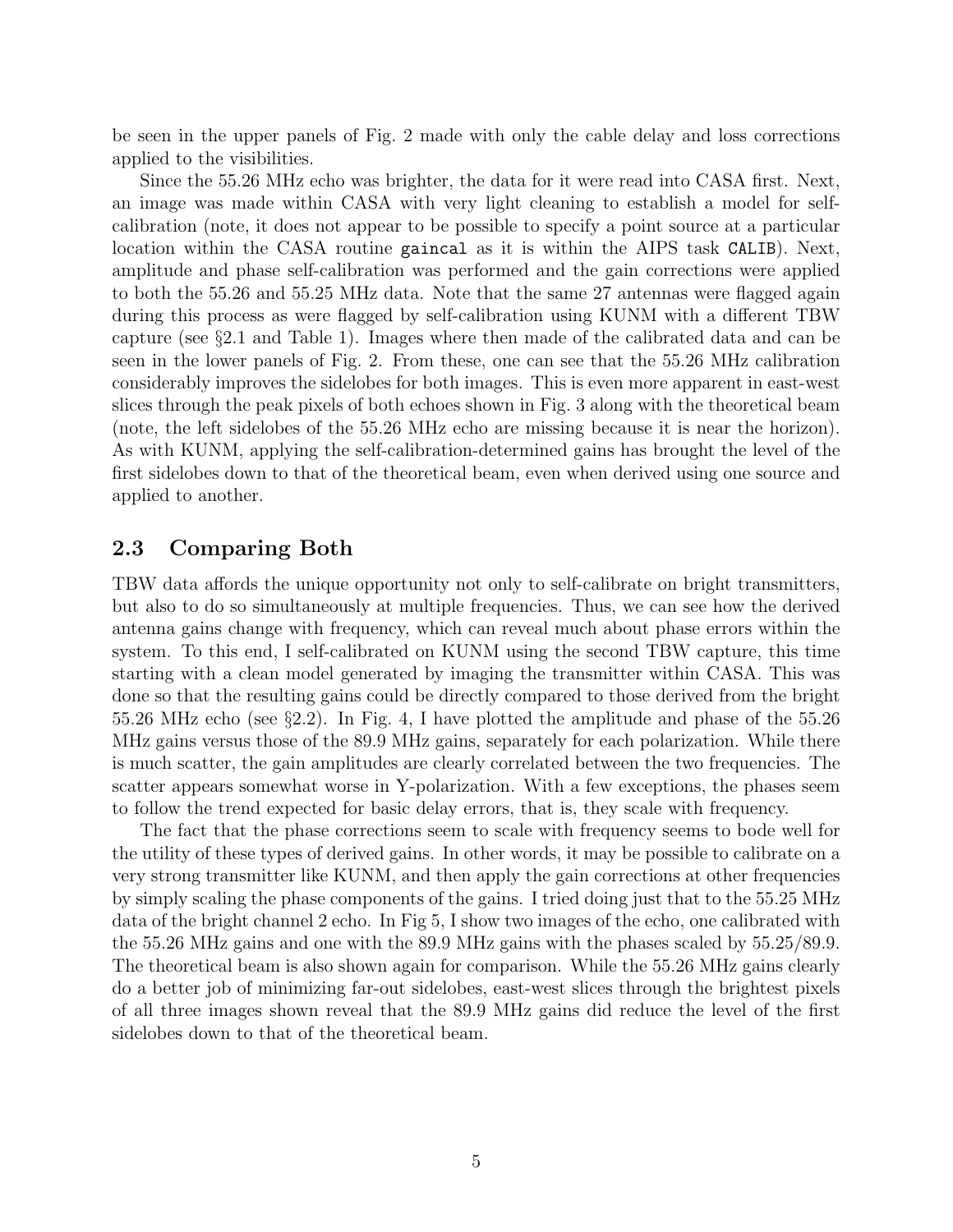be seen in the upper panels of Fig. 2 made with only the cable delay and loss corrections applied to the visibilities.

Since the 55.26 MHz echo was brighter, the data for it were read into CASA first. Next, an image was made within CASA with very light cleaning to establish a model for self-calibration (note, it does not appear to be possible to specify a point source at a particular location within the CASA routine `gaincal` as it is within the AIPS task `CALIB`). Next, amplitude and phase self-calibration was performed and the gain corrections were applied to both the 55.26 and 55.25 MHz data. Note that the same 27 antennas were flagged again during this process as were flagged by self-calibration using KUNM with a different TBW capture (see §2.1 and Table 1). Images where then made of the calibrated data and can be seen in the lower panels of Fig. 2. From these, one can see that the 55.26 MHz calibration considerably improves the sidelobes for both images. This is even more apparent in east-west slices through the peak pixels of both echoes shown in Fig. 3 along with the theoretical beam (note, the left sidelobes of the 55.26 MHz echo are missing because it is near the horizon). As with KUNM, applying the self-calibration-determined gains has brought the level of the first sidelobes down to that of the theoretical beam, even when derived using one source and applied to another.

## 2.3 Comparing Both

TBW data affords the unique opportunity not only to self-calibrate on bright transmitters, but also to do so simultaneously at multiple frequencies. Thus, we can see how the derived antenna gains change with frequency, which can reveal much about phase errors within the system. To this end, I self-calibrated on KUNM using the second TBW capture, this time starting with a clean model generated by imaging the transmitter within CASA. This was done so that the resulting gains could be directly compared to those derived from the bright 55.26 MHz echo (see §2.2). In Fig. 4, I have plotted the amplitude and phase of the 55.26 MHz gains versus those of the 89.9 MHz gains, separately for each polarization. While there is much scatter, the gain amplitudes are clearly correlated between the two frequencies. The scatter appears somewhat worse in Y-polarization. With a few exceptions, the phases seem to follow the trend expected for basic delay errors, that is, they scale with frequency.

The fact that the phase corrections seem to scale with frequency seems to bode well for the utility of these types of derived gains. In other words, it may be possible to calibrate on a very strong transmitter like KUNM, and then apply the gain corrections at other frequencies by simply scaling the phase components of the gains. I tried doing just that to the 55.25 MHz data of the bright channel 2 echo. In Fig 5, I show two images of the echo, one calibrated with the 55.26 MHz gains and one with the 89.9 MHz gains with the phases scaled by 55.25/89.9. The theoretical beam is also shown again for comparison. While the 55.26 MHz gains clearly do a better job of minimizing far-out sidelobes, east-west slices through the brightest pixels of all three images shown reveal that the 89.9 MHz gains did reduce the level of the first sidelobes down to that of the theoretical beam.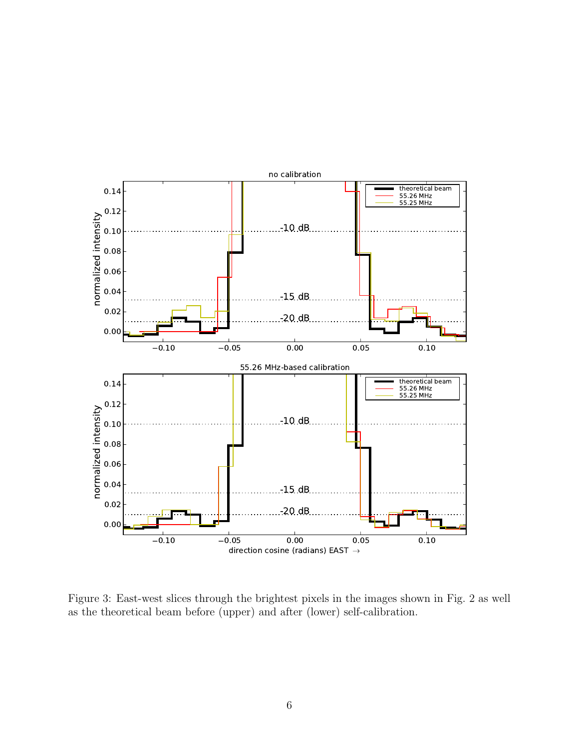no calibration

normalized intensity

0.14
0.12
0.10
0.08
0.06
0.04
0.02
0.00

−0.10 −0.05 0.00 0.05 0.10

-10 dB
-15 dB
-20 dB

theoretical beam
55.26 MHz
55.25 MHz

55.26 MHz-based calibration

normalized intensity

0.14
0.12
0.10
0.08
0.06
0.04
0.02
0.00

−0.10 −0.05 0.00 0.05 0.10

direction cosine (radians) EAST →

-10 dB
-15 dB
-20 dB

theoretical beam
55.26 MHz
55.25 MHz

Figure 3: East-west slices through the brightest pixels in the images shown in Fig. 2 as well as the theoretical beam before (upper) and after (lower) self-calibration.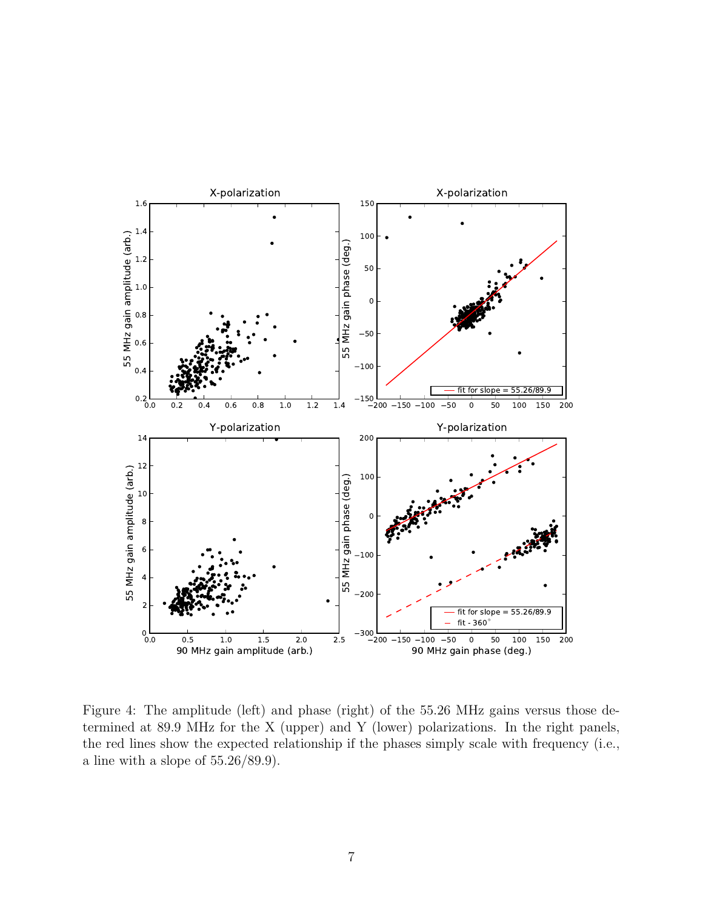X-polarization

55 MHz gain amplitude (arb.)

0.2 0.4 0.6 0.8 1.0 1.2 1.4 1.6

0.0 0.2 0.4 0.6 0.8 1.0 1.2 1.4

X-polarization

55 MHz gain phase (deg.)

−150 −100 −50 0 50 100 150

−200 −150 −100 −50 0 50 100 150 200

fit for slope = 55.26/89.9

Y-polarization

55 MHz gain amplitude (arb.)

0 2 4 6 8 10 12 14

0.0 0.5 1.0 1.5 2.0 2.5

90 MHz gain amplitude (arb.)

Y-polarization

55 MHz gain phase (deg.)

−300 −200 −100 0 100 200

−200 −150 −100 −50 0 50 100 150 200

90 MHz gain phase (deg.)

fit for slope = 55.26/89.9

fit - 360°

Figure 4: The amplitude (left) and phase (right) of the 55.26 MHz gains versus those determined at 89.9 MHz for the X (upper) and Y (lower) polarizations. In the right panels, the red lines show the expected relationship if the phases simply scale with frequency (i.e., a line with a slope of 55.26/89.9).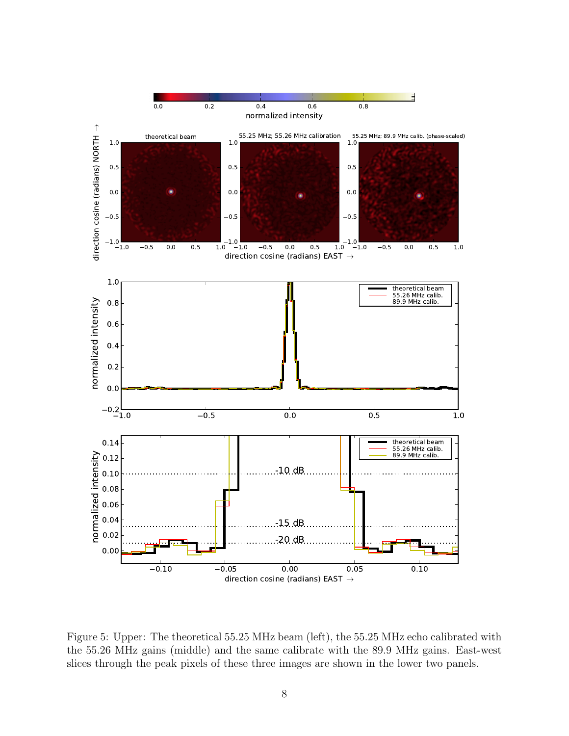Figure 5: Upper: The theoretical 55.25 MHz beam (left), the 55.25 MHz echo calibrated with the 55.26 MHz gains (middle) and the same calibrate with the 89.9 MHz gains. East-west slices through the peak pixels of these three images are shown in the lower two panels.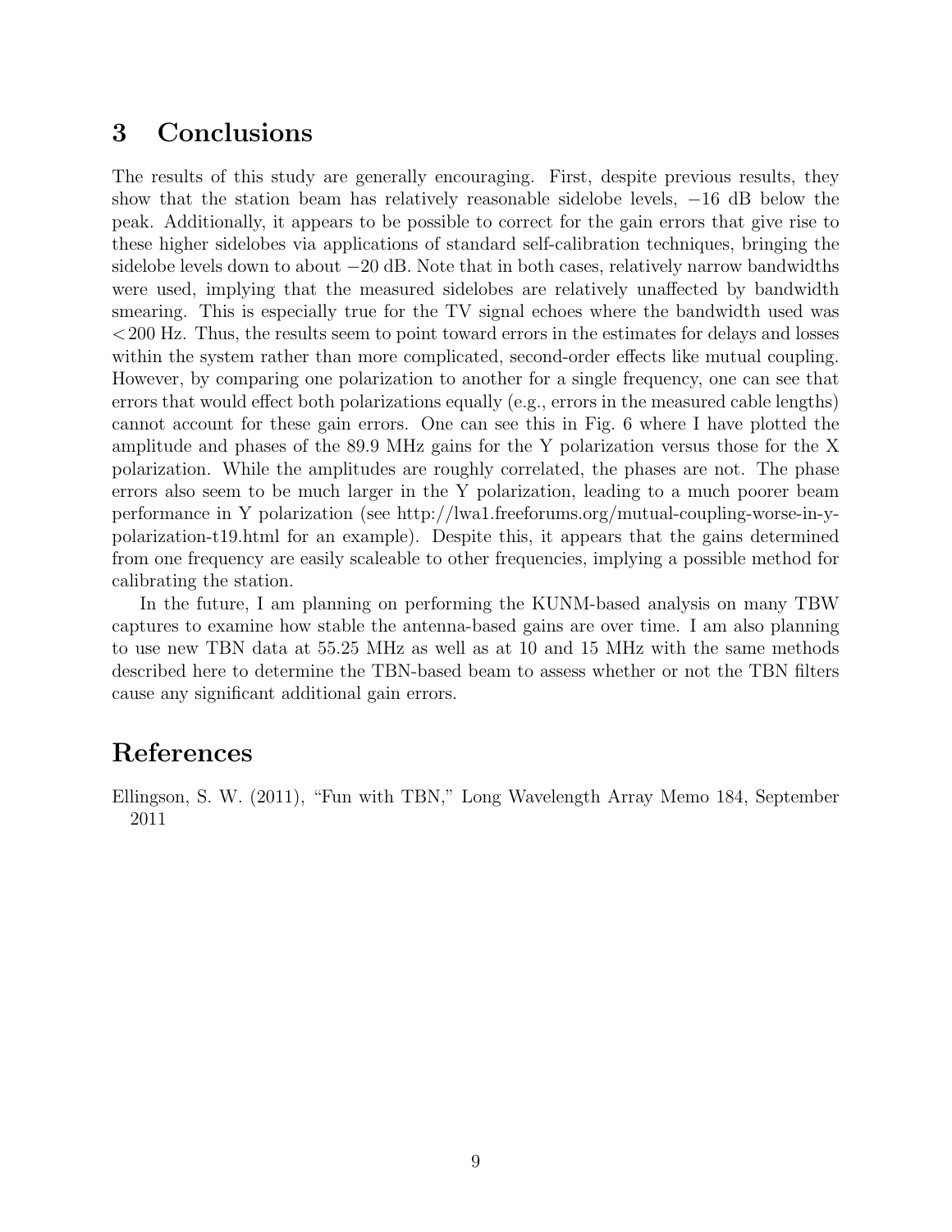## 3 Conclusions

The results of this study are generally encouraging. First, despite previous results, they show that the station beam has relatively reasonable sidelobe levels, $-16$ dB below the peak. Additionally, it appears to be possible to correct for the gain errors that give rise to these higher sidelobes via applications of standard self-calibration techniques, bringing the sidelobe levels down to about $-20$ dB. Note that in both cases, relatively narrow bandwidths were used, implying that the measured sidelobes are relatively unaffected by bandwidth smearing. This is especially true for the TV signal echoes where the bandwidth used was $<200$ Hz. Thus, the results seem to point toward errors in the estimates for delays and losses within the system rather than more complicated, second-order effects like mutual coupling. However, by comparing one polarization to another for a single frequency, one can see that errors that would effect both polarizations equally (e.g., errors in the measured cable lengths) cannot account for these gain errors. One can see this in Fig. 6 where I have plotted the amplitude and phases of the 89.9 MHz gains for the Y polarization versus those for the X polarization. While the amplitudes are roughly correlated, the phases are not. The phase errors also seem to be much larger in the Y polarization, leading to a much poorer beam performance in Y polarization (see http://lwa1.freeforums.org/mutual-coupling-worse-in-y-polarization-t19.html for an example). Despite this, it appears that the gains determined from one frequency are easily scaleable to other frequencies, implying a possible method for calibrating the station.

In the future, I am planning on performing the KUNM-based analysis on many TBW captures to examine how stable the antenna-based gains are over time. I am also planning to use new TBN data at 55.25 MHz as well as at 10 and 15 MHz with the same methods described here to determine the TBN-based beam to assess whether or not the TBN filters cause any significant additional gain errors.

## References

Ellingson, S. W. (2011), "Fun with TBN," Long Wavelength Array Memo 184, September 2011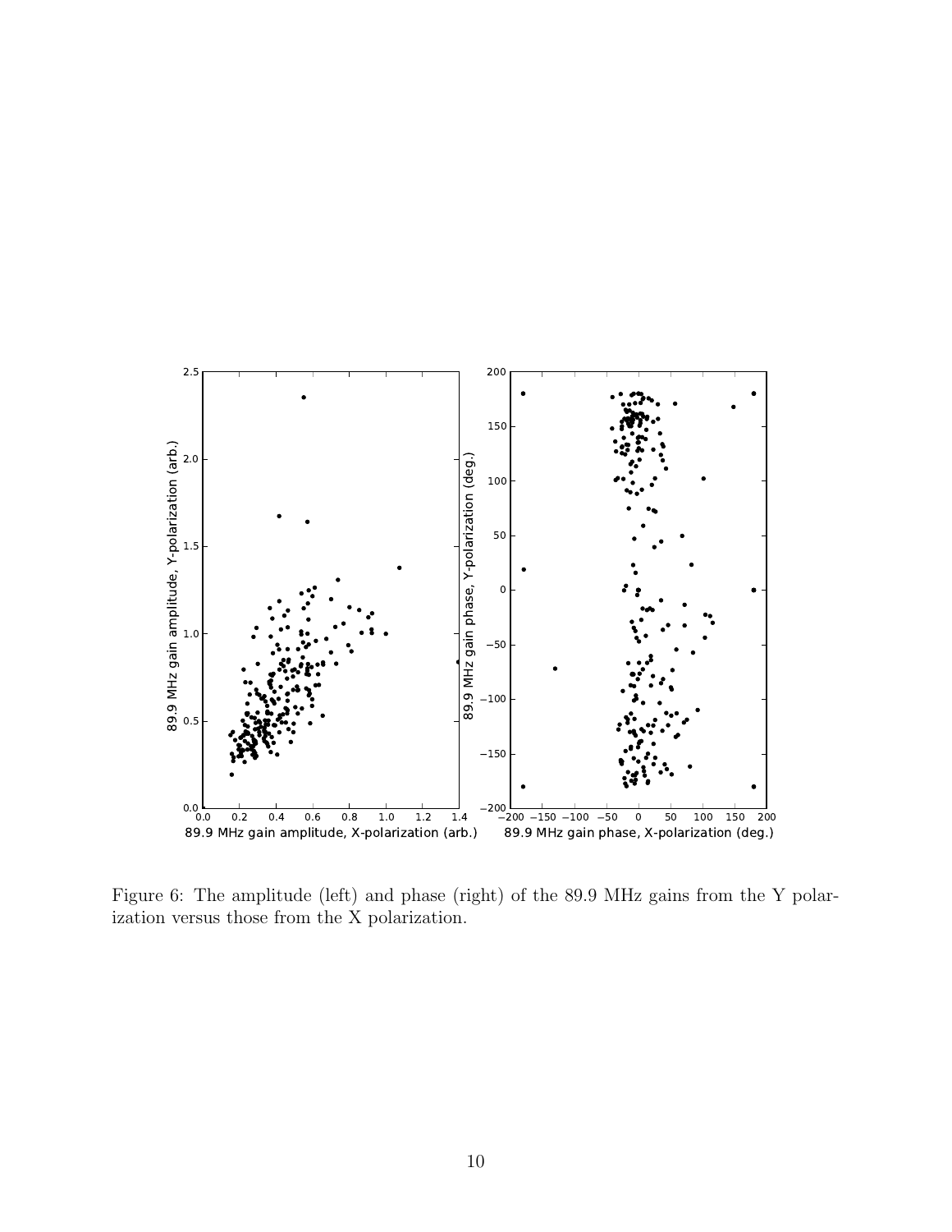89.9 MHz gain amplitude, Y-polarization (arb.)

2.5
2.0
1.5
1.0
0.5
0.0

0.0 0.2 0.4 0.6 0.8 1.0 1.2 1.4

89.9 MHz gain amplitude, X-polarization (arb.)

89.9 MHz gain phase, Y-polarization (deg.)

200
150
100
50
0
−50
−100
−150
−200

−200 −150 −100 −50 0 50 100 150 200

89.9 MHz gain phase, X-polarization (deg.)

Figure 6: The amplitude (left) and phase (right) of the 89.9 MHz gains from the Y polarization versus those from the X polarization.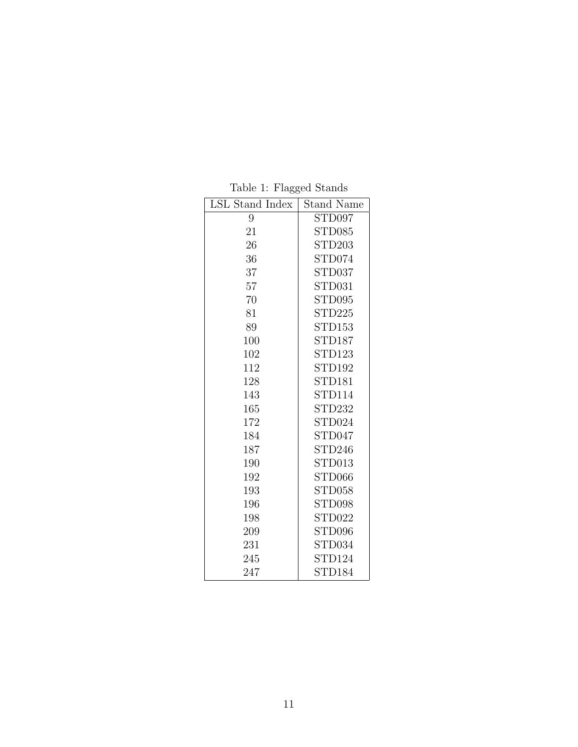Table 1: Flagged Stands

| LSL Stand Index | Stand Name |
|---|---|
| 9 | STD097 |
| 21 | STD085 |
| 26 | STD203 |
| 36 | STD074 |
| 37 | STD037 |
| 57 | STD031 |
| 70 | STD095 |
| 81 | STD225 |
| 89 | STD153 |
| 100 | STD187 |
| 102 | STD123 |
| 112 | STD192 |
| 128 | STD181 |
| 143 | STD114 |
| 165 | STD232 |
| 172 | STD024 |
| 184 | STD047 |
| 187 | STD246 |
| 190 | STD013 |
| 192 | STD066 |
| 193 | STD058 |
| 196 | STD098 |
| 198 | STD022 |
| 209 | STD096 |
| 231 | STD034 |
| 245 | STD124 |
| 247 | STD184 |